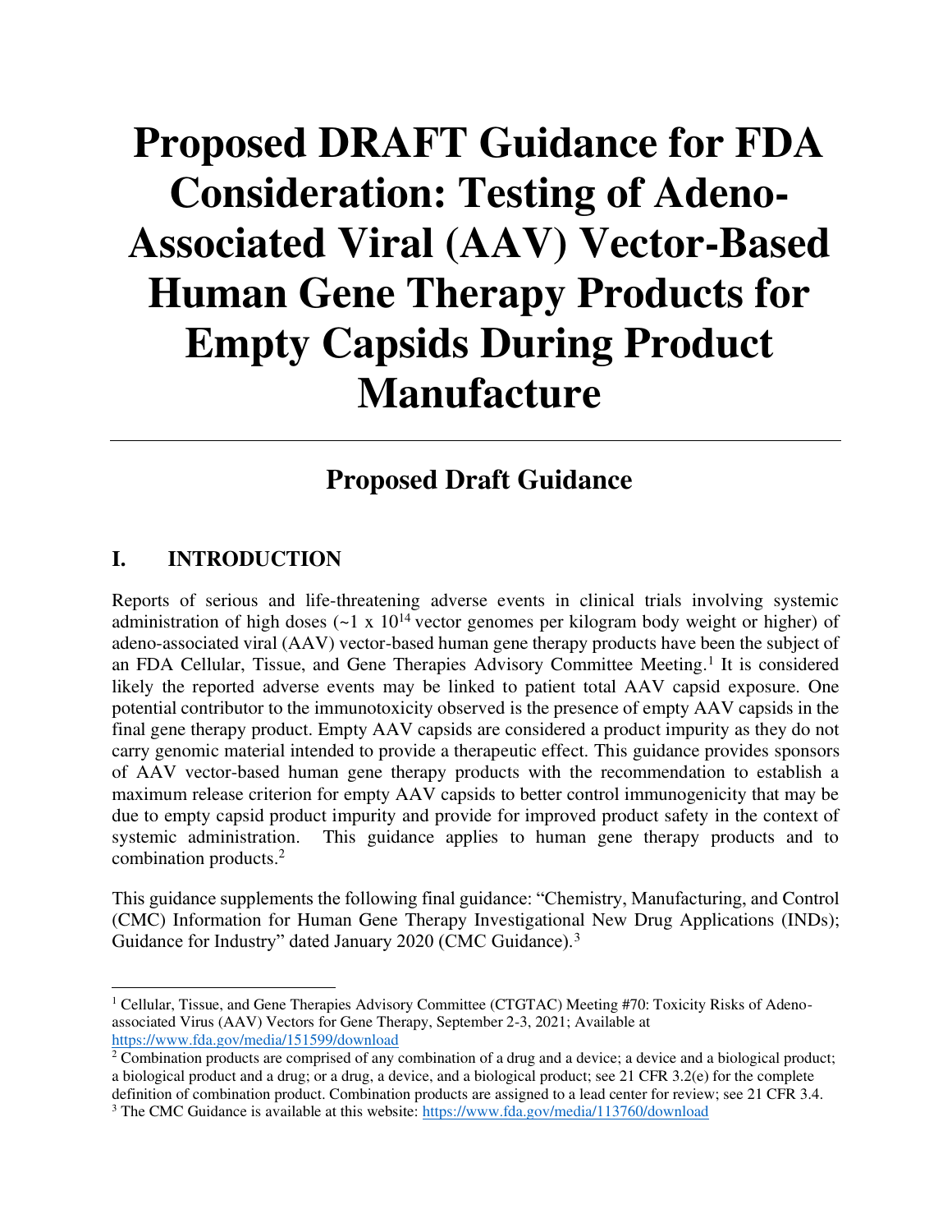# Proposed DRAFT Guidance for FDA Consideration: Testing of Adeno-Associated Viral (AAV) Vector-Based Human Gene Therapy Products for Empty Capsids During Product Manufacture

---

## Proposed Draft Guidance

## I. INTRODUCTION

Reports of serious and life-threatening adverse events in clinical trials involving systemic administration of high doses (~1 x $10^{14}$ vector genomes per kilogram body weight or higher) of adeno-associated viral (AAV) vector-based human gene therapy products have been the subject of an FDA Cellular, Tissue, and Gene Therapies Advisory Committee Meeting.[1] It is considered likely the reported adverse events may be linked to patient total AAV capsid exposure. One potential contributor to the immunotoxicity observed is the presence of empty AAV capsids in the final gene therapy product. Empty AAV capsids are considered a product impurity as they do not carry genomic material intended to provide a therapeutic effect. This guidance provides sponsors of AAV vector-based human gene therapy products with the recommendation to establish a maximum release criterion for empty AAV capsids to better control immunogenicity that may be due to empty capsid product impurity and provide for improved product safety in the context of systemic administration. This guidance applies to human gene therapy products and to combination products.[2]

This guidance supplements the following final guidance: "Chemistry, Manufacturing, and Control (CMC) Information for Human Gene Therapy Investigational New Drug Applications (INDs); Guidance for Industry" dated January 2020 (CMC Guidance).[3]

---

[1] Cellular, Tissue, and Gene Therapies Advisory Committee (CTGTAC) Meeting #70: Toxicity Risks of Adeno-associated Virus (AAV) Vectors for Gene Therapy, September 2-3, 2021; Available at https://www.fda.gov/media/151599/download

[2] Combination products are comprised of any combination of a drug and a device; a device and a biological product; a biological product and a drug; or a drug, a device, and a biological product; see 21 CFR 3.2(e) for the complete definition of combination product. Combination products are assigned to a lead center for review; see 21 CFR 3.4.

[3] The CMC Guidance is available at this website: https://www.fda.gov/media/113760/download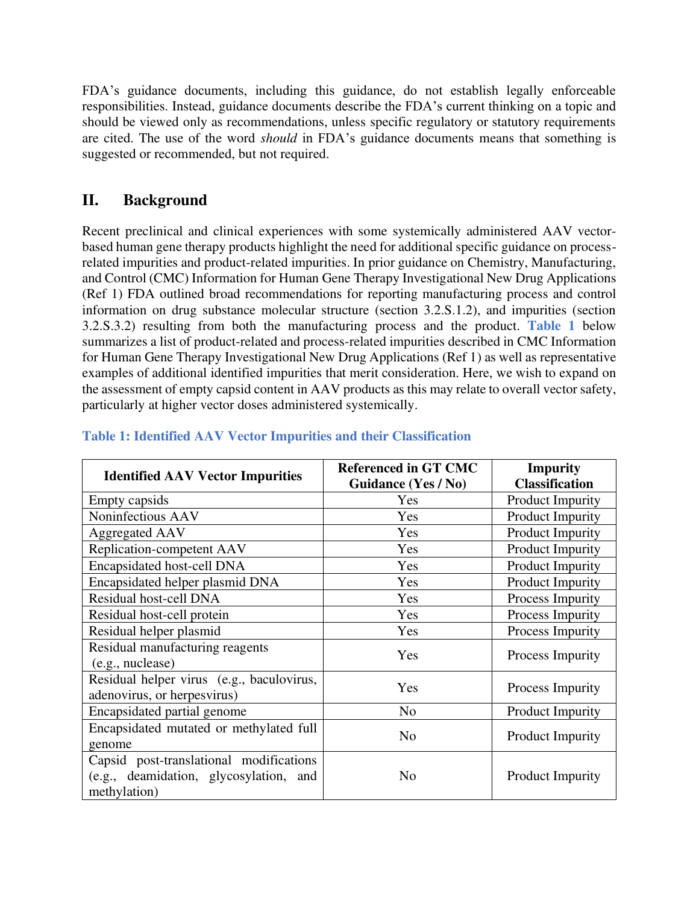FDA's guidance documents, including this guidance, do not establish legally enforceable responsibilities. Instead, guidance documents describe the FDA's current thinking on a topic and should be viewed only as recommendations, unless specific regulatory or statutory requirements are cited. The use of the word *should* in FDA's guidance documents means that something is suggested or recommended, but not required.

## II. Background

Recent preclinical and clinical experiences with some systemically administered AAV vector-based human gene therapy products highlight the need for additional specific guidance on process-related impurities and product-related impurities. In prior guidance on Chemistry, Manufacturing, and Control (CMC) Information for Human Gene Therapy Investigational New Drug Applications (Ref 1) FDA outlined broad recommendations for reporting manufacturing process and control information on drug substance molecular structure (section 3.2.S.1.2), and impurities (section 3.2.S.3.2) resulting from both the manufacturing process and the product. **Table 1** below summarizes a list of product-related and process-related impurities described in CMC Information for Human Gene Therapy Investigational New Drug Applications (Ref 1) as well as representative examples of additional identified impurities that merit consideration. Here, we wish to expand on the assessment of empty capsid content in AAV products as this may relate to overall vector safety, particularly at higher vector doses administered systemically.

**Table 1: Identified AAV Vector Impurities and their Classification**

| Identified AAV Vector Impurities | Referenced in GT CMC Guidance (Yes / No) | Impurity Classification |
|---|---|---|
| Empty capsids | Yes | Product Impurity |
| Noninfectious AAV | Yes | Product Impurity |
| Aggregated AAV | Yes | Product Impurity |
| Replication-competent AAV | Yes | Product Impurity |
| Encapsidated host-cell DNA | Yes | Product Impurity |
| Encapsidated helper plasmid DNA | Yes | Product Impurity |
| Residual host-cell DNA | Yes | Process Impurity |
| Residual host-cell protein | Yes | Process Impurity |
| Residual helper plasmid | Yes | Process Impurity |
| Residual manufacturing reagents (e.g., nuclease) | Yes | Process Impurity |
| Residual helper virus (e.g., baculovirus, adenovirus, or herpesvirus) | Yes | Process Impurity |
| Encapsidated partial genome | No | Product Impurity |
| Encapsidated mutated or methylated full genome | No | Product Impurity |
| Capsid post-translational modifications (e.g., deamidation, glycosylation, and methylation) | No | Product Impurity |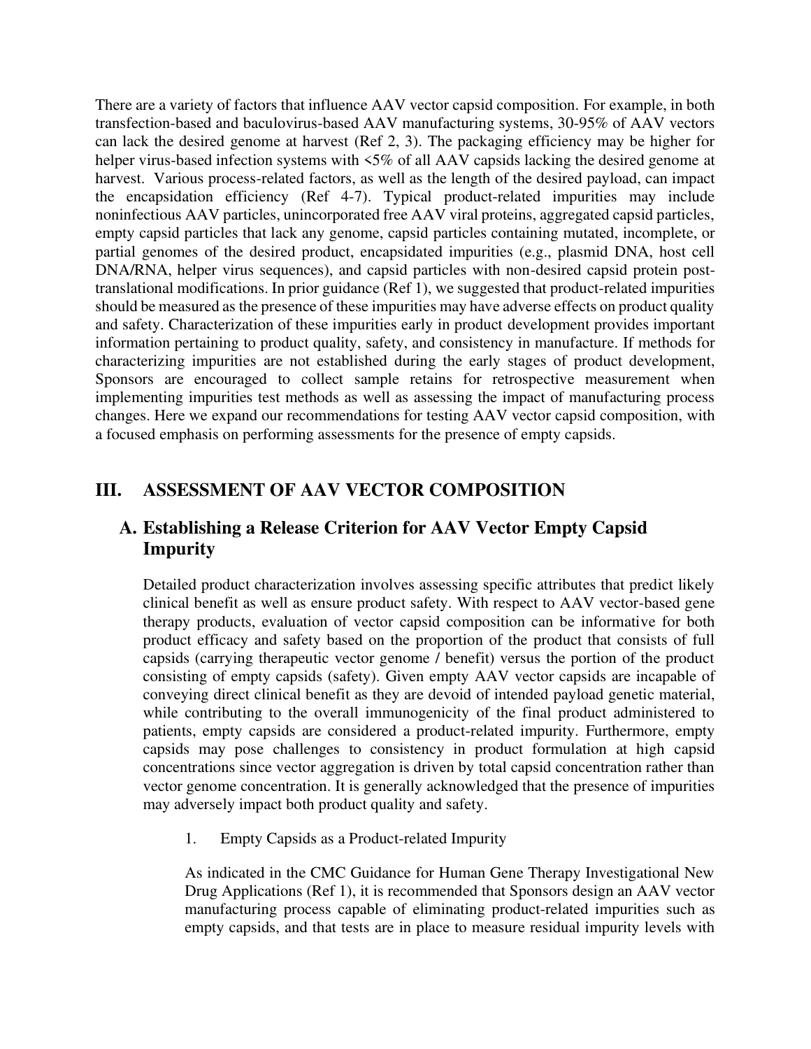There are a variety of factors that influence AAV vector capsid composition. For example, in both transfection-based and baculovirus-based AAV manufacturing systems, 30-95% of AAV vectors can lack the desired genome at harvest (Ref 2, 3). The packaging efficiency may be higher for helper virus-based infection systems with <5% of all AAV capsids lacking the desired genome at harvest. Various process-related factors, as well as the length of the desired payload, can impact the encapsidation efficiency (Ref 4-7). Typical product-related impurities may include noninfectious AAV particles, unincorporated free AAV viral proteins, aggregated capsid particles, empty capsid particles that lack any genome, capsid particles containing mutated, incomplete, or partial genomes of the desired product, encapsidated impurities (e.g., plasmid DNA, host cell DNA/RNA, helper virus sequences), and capsid particles with non-desired capsid protein post-translational modifications. In prior guidance (Ref 1), we suggested that product-related impurities should be measured as the presence of these impurities may have adverse effects on product quality and safety. Characterization of these impurities early in product development provides important information pertaining to product quality, safety, and consistency in manufacture. If methods for characterizing impurities are not established during the early stages of product development, Sponsors are encouraged to collect sample retains for retrospective measurement when implementing impurities test methods as well as assessing the impact of manufacturing process changes. Here we expand our recommendations for testing AAV vector capsid composition, with a focused emphasis on performing assessments for the presence of empty capsids.

# III. ASSESSMENT OF AAV VECTOR COMPOSITION

## A. Establishing a Release Criterion for AAV Vector Empty Capsid Impurity

Detailed product characterization involves assessing specific attributes that predict likely clinical benefit as well as ensure product safety. With respect to AAV vector-based gene therapy products, evaluation of vector capsid composition can be informative for both product efficacy and safety based on the proportion of the product that consists of full capsids (carrying therapeutic vector genome / benefit) versus the portion of the product consisting of empty capsids (safety). Given empty AAV vector capsids are incapable of conveying direct clinical benefit as they are devoid of intended payload genetic material, while contributing to the overall immunogenicity of the final product administered to patients, empty capsids are considered a product-related impurity. Furthermore, empty capsids may pose challenges to consistency in product formulation at high capsid concentrations since vector aggregation is driven by total capsid concentration rather than vector genome concentration. It is generally acknowledged that the presence of impurities may adversely impact both product quality and safety.

1. Empty Capsids as a Product-related Impurity

As indicated in the CMC Guidance for Human Gene Therapy Investigational New Drug Applications (Ref 1), it is recommended that Sponsors design an AAV vector manufacturing process capable of eliminating product-related impurities such as empty capsids, and that tests are in place to measure residual impurity levels with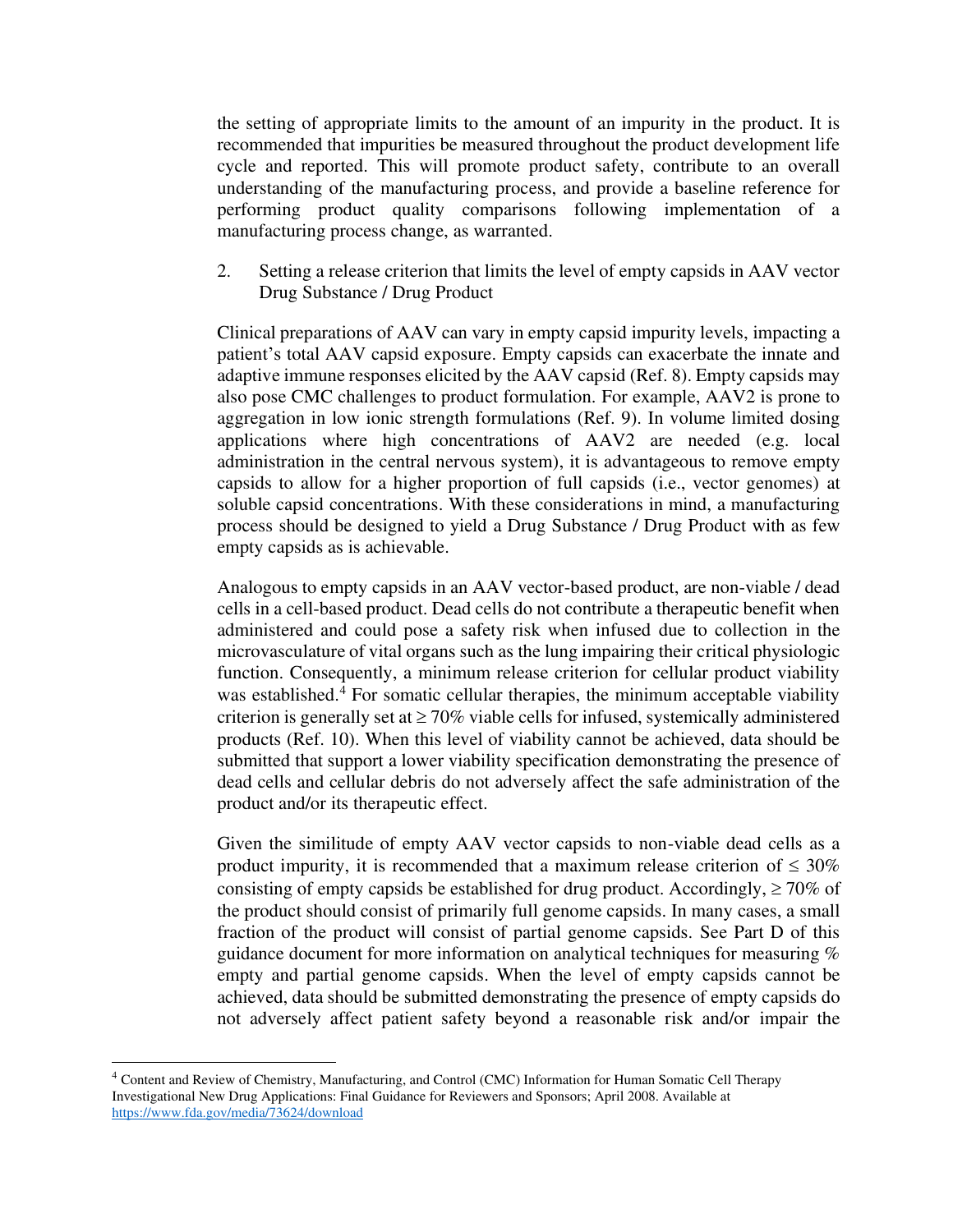the setting of appropriate limits to the amount of an impurity in the product. It is recommended that impurities be measured throughout the product development life cycle and reported. This will promote product safety, contribute to an overall understanding of the manufacturing process, and provide a baseline reference for performing product quality comparisons following implementation of a manufacturing process change, as warranted.

2. Setting a release criterion that limits the level of empty capsids in AAV vector Drug Substance / Drug Product

Clinical preparations of AAV can vary in empty capsid impurity levels, impacting a patient's total AAV capsid exposure. Empty capsids can exacerbate the innate and adaptive immune responses elicited by the AAV capsid (Ref. 8). Empty capsids may also pose CMC challenges to product formulation. For example, AAV2 is prone to aggregation in low ionic strength formulations (Ref. 9). In volume limited dosing applications where high concentrations of AAV2 are needed (e.g. local administration in the central nervous system), it is advantageous to remove empty capsids to allow for a higher proportion of full capsids (i.e., vector genomes) at soluble capsid concentrations. With these considerations in mind, a manufacturing process should be designed to yield a Drug Substance / Drug Product with as few empty capsids as is achievable.

Analogous to empty capsids in an AAV vector-based product, are non-viable / dead cells in a cell-based product. Dead cells do not contribute a therapeutic benefit when administered and could pose a safety risk when infused due to collection in the microvasculature of vital organs such as the lung impairing their critical physiologic function. Consequently, a minimum release criterion for cellular product viability was established.[4] For somatic cellular therapies, the minimum acceptable viability criterion is generally set at ≥ 70% viable cells for infused, systemically administered products (Ref. 10). When this level of viability cannot be achieved, data should be submitted that support a lower viability specification demonstrating the presence of dead cells and cellular debris do not adversely affect the safe administration of the product and/or its therapeutic effect.

Given the similitude of empty AAV vector capsids to non-viable dead cells as a product impurity, it is recommended that a maximum release criterion of ≤ 30% consisting of empty capsids be established for drug product. Accordingly, ≥ 70% of the product should consist of primarily full genome capsids. In many cases, a small fraction of the product will consist of partial genome capsids. See Part D of this guidance document for more information on analytical techniques for measuring % empty and partial genome capsids. When the level of empty capsids cannot be achieved, data should be submitted demonstrating the presence of empty capsids do not adversely affect patient safety beyond a reasonable risk and/or impair the

---

[4] Content and Review of Chemistry, Manufacturing, and Control (CMC) Information for Human Somatic Cell Therapy Investigational New Drug Applications: Final Guidance for Reviewers and Sponsors; April 2008. Available at https://www.fda.gov/media/73624/download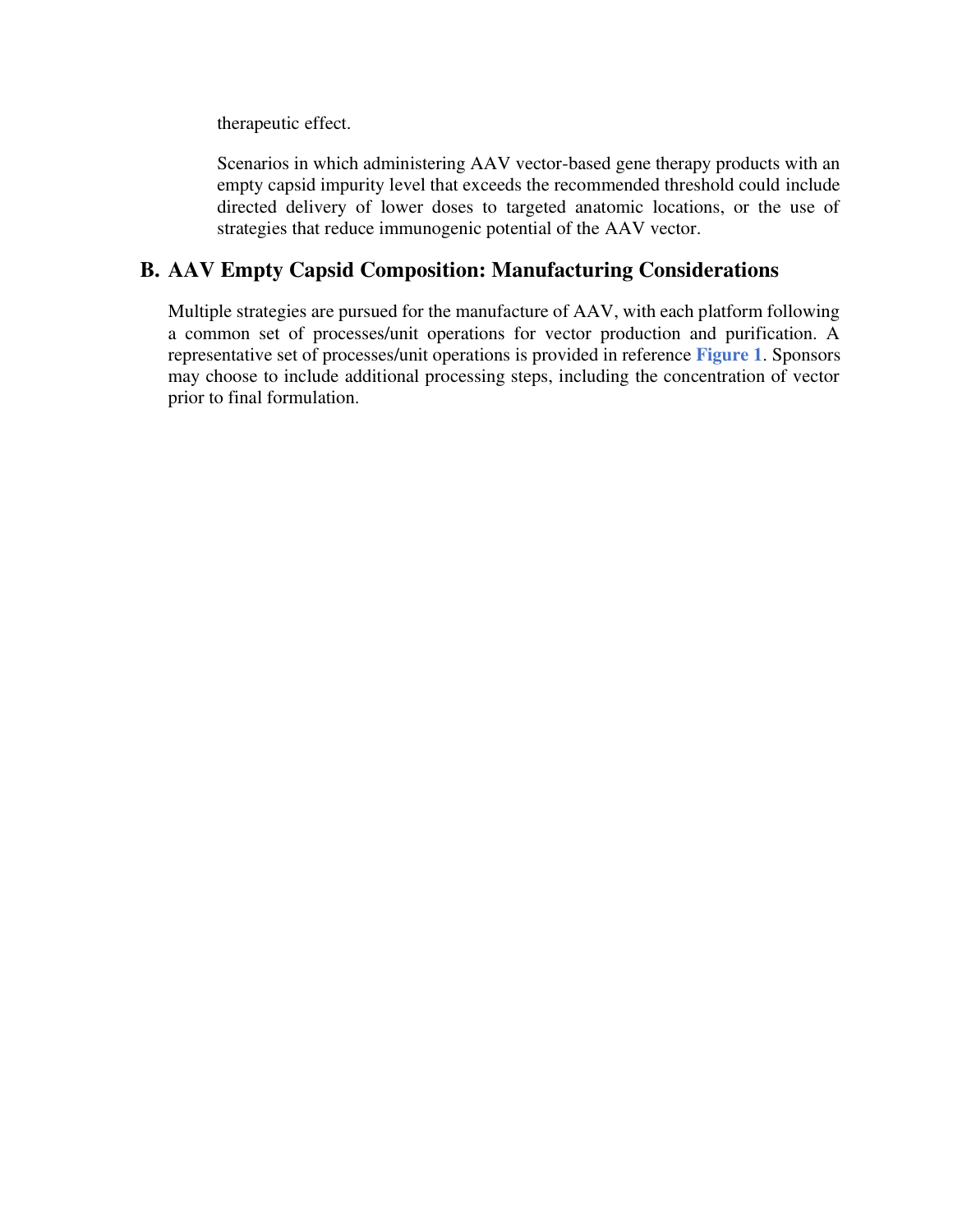therapeutic effect.

Scenarios in which administering AAV vector-based gene therapy products with an empty capsid impurity level that exceeds the recommended threshold could include directed delivery of lower doses to targeted anatomic locations, or the use of strategies that reduce immunogenic potential of the AAV vector.

## B. AAV Empty Capsid Composition: Manufacturing Considerations

Multiple strategies are pursued for the manufacture of AAV, with each platform following a common set of processes/unit operations for vector production and purification. A representative set of processes/unit operations is provided in reference **Figure 1**. Sponsors may choose to include additional processing steps, including the concentration of vector prior to final formulation.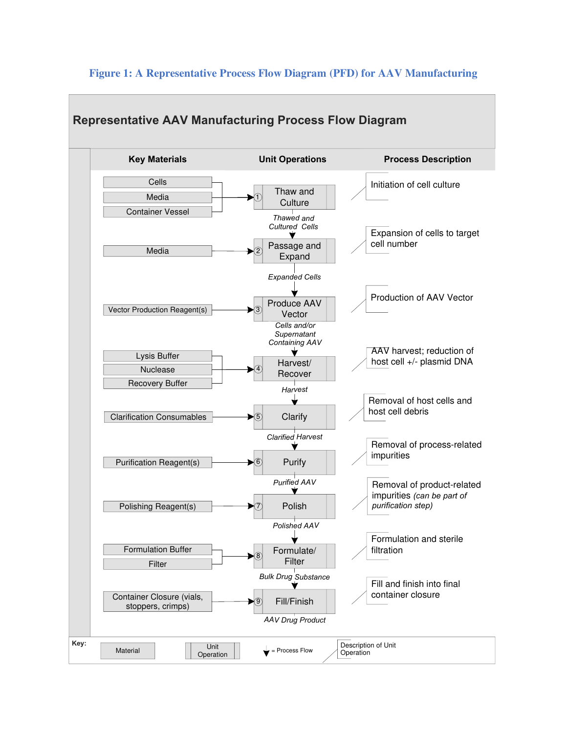**Figure 1: A Representative Process Flow Diagram (PFD) for AAV Manufacturing**

## Representative AAV Manufacturing Process Flow Diagram

| Key Materials | Unit Operations | Process Description |
|---|---|---|
| Cells; Media; Container Vessel | ① Thaw and Culture | Initiation of cell culture |
| | *Thawed and Cultured Cells* ↓ | |
| Media | ② Passage and Expand | Expansion of cells to target cell number |
| | *Expanded Cells* ↓ | |
| Vector Production Reagent(s) | ③ Produce AAV Vector | Production of AAV Vector |
| | *Cells and/or Supernatant Containing AAV* ↓ | |
| Lysis Buffer; Nuclease; Recovery Buffer | ④ Harvest/ Recover | AAV harvest; reduction of host cell +/- plasmid DNA |
| | *Harvest* ↓ | |
| Clarification Consumables | ⑤ Clarify | Removal of host cells and host cell debris |
| | *Clarified Harvest* ↓ | |
| Purification Reagent(s) | ⑥ Purify | Removal of process-related impurities |
| | *Purified AAV* ↓ | |
| Polishing Reagent(s) | ⑦ Polish | Removal of product-related impurities *(can be part of purification step)* |
| | *Polished AAV* ↓ | |
| Formulation Buffer; Filter | ⑧ Formulate/ Filter | Formulation and sterile filtration |
| | *Bulk Drug Substance* ↓ | |
| Container Closure (vials, stoppers, crimps) | ⑨ Fill/Finish | Fill and finish into final container closure |
| | *AAV Drug Product* | |

**Key:** Material | Unit Operation | ↓ = Process Flow | Description of Unit Operation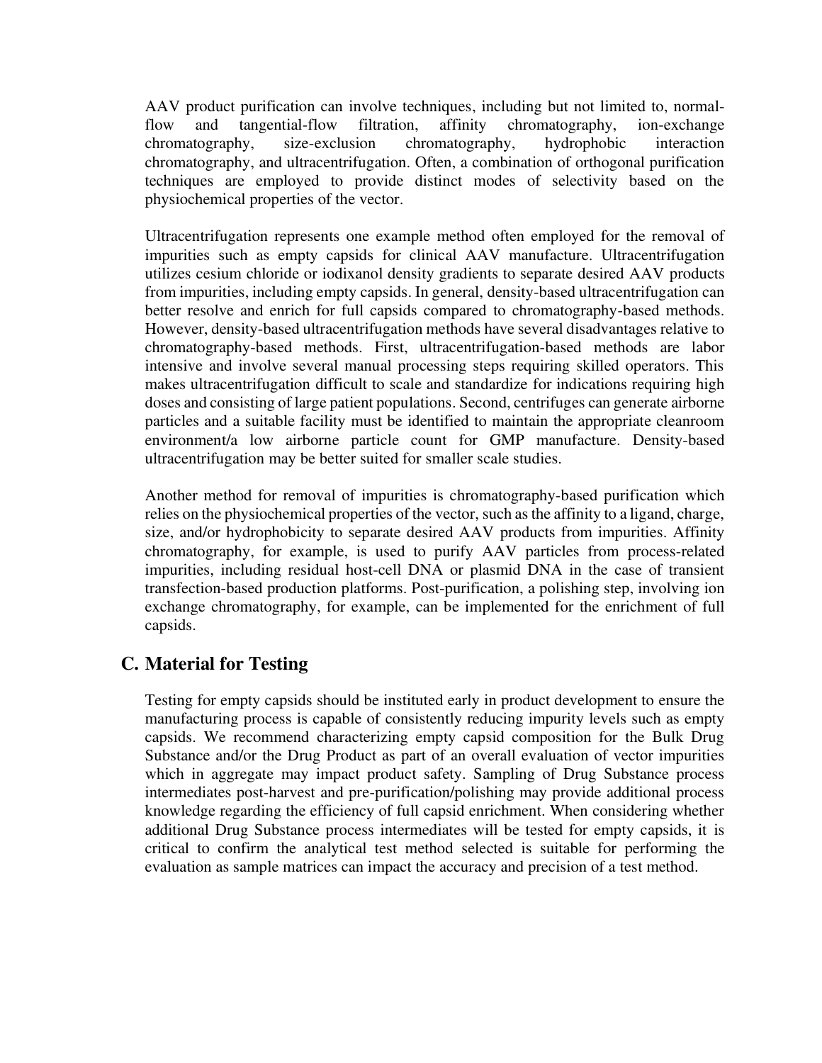AAV product purification can involve techniques, including but not limited to, normal-flow and tangential-flow filtration, affinity chromatography, ion-exchange chromatography, size-exclusion chromatography, hydrophobic interaction chromatography, and ultracentrifugation. Often, a combination of orthogonal purification techniques are employed to provide distinct modes of selectivity based on the physiochemical properties of the vector.

Ultracentrifugation represents one example method often employed for the removal of impurities such as empty capsids for clinical AAV manufacture. Ultracentrifugation utilizes cesium chloride or iodixanol density gradients to separate desired AAV products from impurities, including empty capsids. In general, density-based ultracentrifugation can better resolve and enrich for full capsids compared to chromatography-based methods. However, density-based ultracentrifugation methods have several disadvantages relative to chromatography-based methods. First, ultracentrifugation-based methods are labor intensive and involve several manual processing steps requiring skilled operators. This makes ultracentrifugation difficult to scale and standardize for indications requiring high doses and consisting of large patient populations. Second, centrifuges can generate airborne particles and a suitable facility must be identified to maintain the appropriate cleanroom environment/a low airborne particle count for GMP manufacture. Density-based ultracentrifugation may be better suited for smaller scale studies.

Another method for removal of impurities is chromatography-based purification which relies on the physiochemical properties of the vector, such as the affinity to a ligand, charge, size, and/or hydrophobicity to separate desired AAV products from impurities. Affinity chromatography, for example, is used to purify AAV particles from process-related impurities, including residual host-cell DNA or plasmid DNA in the case of transient transfection-based production platforms. Post-purification, a polishing step, involving ion exchange chromatography, for example, can be implemented for the enrichment of full capsids.

## C. Material for Testing

Testing for empty capsids should be instituted early in product development to ensure the manufacturing process is capable of consistently reducing impurity levels such as empty capsids. We recommend characterizing empty capsid composition for the Bulk Drug Substance and/or the Drug Product as part of an overall evaluation of vector impurities which in aggregate may impact product safety. Sampling of Drug Substance process intermediates post-harvest and pre-purification/polishing may provide additional process knowledge regarding the efficiency of full capsid enrichment. When considering whether additional Drug Substance process intermediates will be tested for empty capsids, it is critical to confirm the analytical test method selected is suitable for performing the evaluation as sample matrices can impact the accuracy and precision of a test method.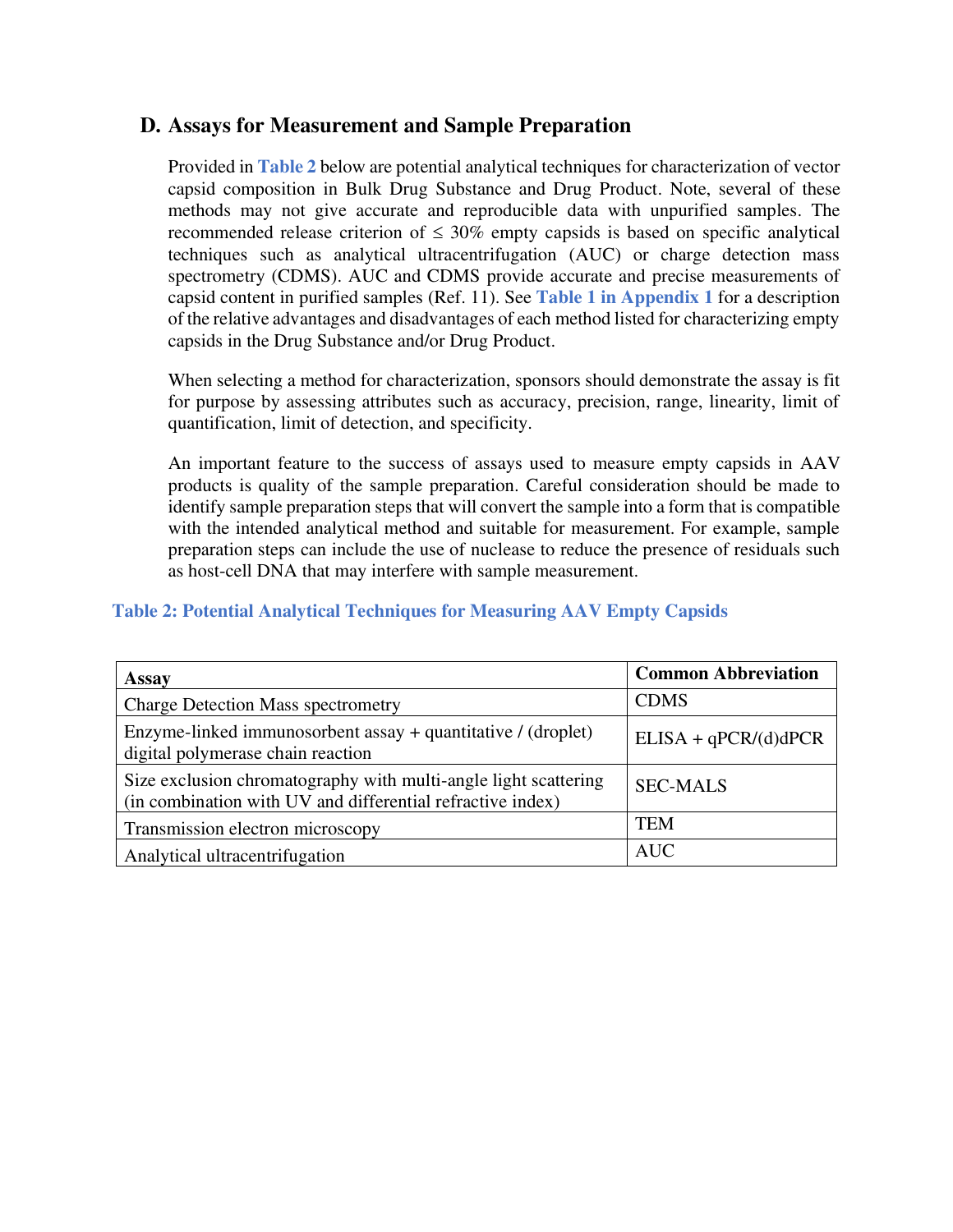## D. Assays for Measurement and Sample Preparation

Provided in **Table 2** below are potential analytical techniques for characterization of vector capsid composition in Bulk Drug Substance and Drug Product. Note, several of these methods may not give accurate and reproducible data with unpurified samples. The recommended release criterion of ≤ 30% empty capsids is based on specific analytical techniques such as analytical ultracentrifugation (AUC) or charge detection mass spectrometry (CDMS). AUC and CDMS provide accurate and precise measurements of capsid content in purified samples (Ref. 11). See **Table 1 in Appendix 1** for a description of the relative advantages and disadvantages of each method listed for characterizing empty capsids in the Drug Substance and/or Drug Product.

When selecting a method for characterization, sponsors should demonstrate the assay is fit for purpose by assessing attributes such as accuracy, precision, range, linearity, limit of quantification, limit of detection, and specificity.

An important feature to the success of assays used to measure empty capsids in AAV products is quality of the sample preparation. Careful consideration should be made to identify sample preparation steps that will convert the sample into a form that is compatible with the intended analytical method and suitable for measurement. For example, sample preparation steps can include the use of nuclease to reduce the presence of residuals such as host-cell DNA that may interfere with sample measurement.

**Table 2: Potential Analytical Techniques for Measuring AAV Empty Capsids**

| Assay | Common Abbreviation |
| --- | --- |
| Charge Detection Mass spectrometry | CDMS |
| Enzyme-linked immunosorbent assay + quantitative / (droplet) digital polymerase chain reaction | ELISA + qPCR/(d)dPCR |
| Size exclusion chromatography with multi-angle light scattering (in combination with UV and differential refractive index) | SEC-MALS |
| Transmission electron microscopy | TEM |
| Analytical ultracentrifugation | AUC |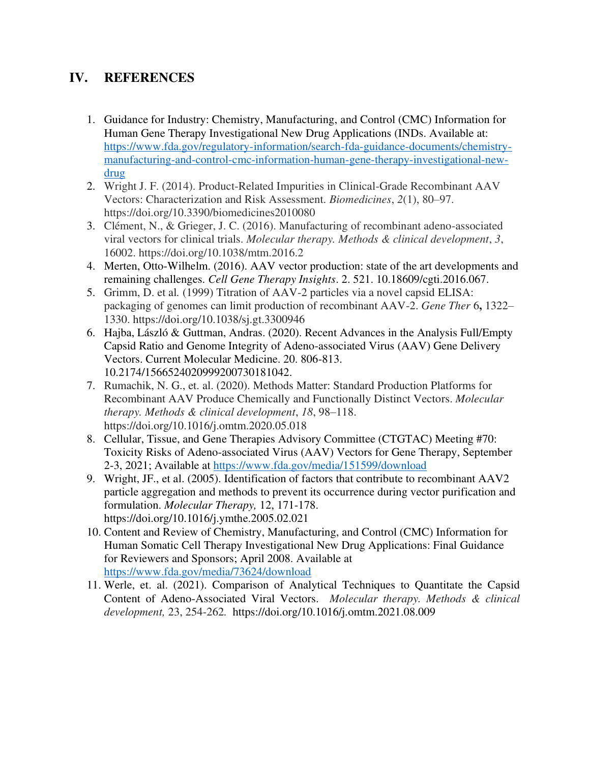## IV. REFERENCES

1. Guidance for Industry: Chemistry, Manufacturing, and Control (CMC) Information for Human Gene Therapy Investigational New Drug Applications (INDs. Available at: https://www.fda.gov/regulatory-information/search-fda-guidance-documents/chemistry-manufacturing-and-control-cmc-information-human-gene-therapy-investigational-new-drug
2. Wright J. F. (2014). Product-Related Impurities in Clinical-Grade Recombinant AAV Vectors: Characterization and Risk Assessment. *Biomedicines*, *2*(1), 80–97. https://doi.org/10.3390/biomedicines2010080
3. Clément, N., & Grieger, J. C. (2016). Manufacturing of recombinant adeno-associated viral vectors for clinical trials. *Molecular therapy. Methods & clinical development*, *3*, 16002. https://doi.org/10.1038/mtm.2016.2
4. Merten, Otto-Wilhelm. (2016). AAV vector production: state of the art developments and remaining challenges. *Cell Gene Therapy Insights*. 2. 521. 10.18609/cgti.2016.067.
5. Grimm, D. et al*.* (1999) Titration of AAV-2 particles via a novel capsid ELISA: packaging of genomes can limit production of recombinant AAV-2. *Gene Ther* 6**,** 1322–1330. https://doi.org/10.1038/sj.gt.3300946
6. Hajba, László & Guttman, Andras. (2020). Recent Advances in the Analysis Full/Empty Capsid Ratio and Genome Integrity of Adeno-associated Virus (AAV) Gene Delivery Vectors. Current Molecular Medicine. 20. 806-813. 10.2174/1566524020999200730181042.
7. Rumachik, N. G., et. al. (2020). Methods Matter: Standard Production Platforms for Recombinant AAV Produce Chemically and Functionally Distinct Vectors. *Molecular therapy. Methods & clinical development*, *18*, 98–118. https://doi.org/10.1016/j.omtm.2020.05.018
8. Cellular, Tissue, and Gene Therapies Advisory Committee (CTGTAC) Meeting #70: Toxicity Risks of Adeno-associated Virus (AAV) Vectors for Gene Therapy, September 2-3, 2021; Available at https://www.fda.gov/media/151599/download
9. Wright, JF., et al. (2005). Identification of factors that contribute to recombinant AAV2 particle aggregation and methods to prevent its occurrence during vector purification and formulation. *Molecular Therapy,* 12, 171-178. https://doi.org/10.1016/j.ymthe.2005.02.021
10. Content and Review of Chemistry, Manufacturing, and Control (CMC) Information for Human Somatic Cell Therapy Investigational New Drug Applications: Final Guidance for Reviewers and Sponsors; April 2008. Available at https://www.fda.gov/media/73624/download
11. Werle, et. al. (2021). Comparison of Analytical Techniques to Quantitate the Capsid Content of Adeno-Associated Viral Vectors. *Molecular therapy. Methods & clinical development,* 23, 254-262*.* https://doi.org/10.1016/j.omtm.2021.08.009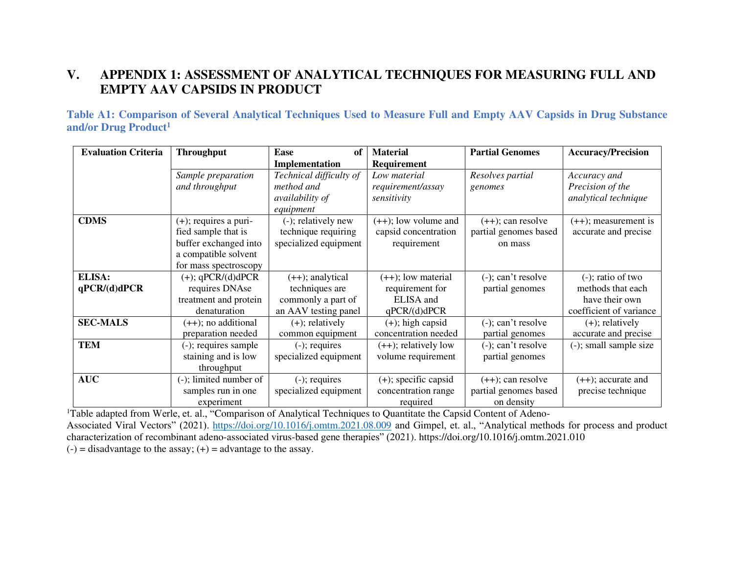# V. APPENDIX 1: ASSESSMENT OF ANALYTICAL TECHNIQUES FOR MEASURING FULL AND EMPTY AAV CAPSIDS IN PRODUCT

**Table A1: Comparison of Several Analytical Techniques Used to Measure Full and Empty AAV Capsids in Drug Substance and/or Drug Product[1]**

| Evaluation Criteria | Throughput | Ease of Implementation | Material Requirement | Partial Genomes | Accuracy/Precision |
|---|---|---|---|---|---|
| | *Sample preparation and throughput* | *Technical difficulty of method and availability of equipment* | *Low material requirement/assay sensitivity* | *Resolves partial genomes* | *Accuracy and Precision of the analytical technique* |
| **CDMS** | (+); requires a purified sample that is buffer exchanged into a compatible solvent for mass spectroscopy | (-); relatively new technique requiring specialized equipment | (++); low volume and capsid concentration requirement | (++); can resolve partial genomes based on mass | (++); measurement is accurate and precise |
| **ELISA: qPCR/(d)dPCR** | (+); qPCR/(d)dPCR requires DNAse treatment and protein denaturation | (++); analytical techniques are commonly a part of an AAV testing panel | (++); low material requirement for ELISA and qPCR/(d)dPCR | (-); can't resolve partial genomes | (-); ratio of two methods that each have their own coefficient of variance |
| **SEC-MALS** | (++); no additional preparation needed | (+); relatively common equipment | (+); high capsid concentration needed | (-); can't resolve partial genomes | (+); relatively accurate and precise |
| **TEM** | (-); requires sample staining and is low throughput | (-); requires specialized equipment | (++); relatively low volume requirement | (-); can't resolve partial genomes | (-); small sample size |
| **AUC** | (-); limited number of samples run in one experiment | (-); requires specialized equipment | (+); specific capsid concentration range required | (++); can resolve partial genomes based on density | (++); accurate and precise technique |

[1]Table adapted from Werle, et. al., "Comparison of Analytical Techniques to Quantitate the Capsid Content of Adeno-Associated Viral Vectors" (2021). https://doi.org/10.1016/j.omtm.2021.08.009 and Gimpel, et. al., "Analytical methods for process and product characterization of recombinant adeno-associated virus-based gene therapies" (2021). https://doi.org/10.1016/j.omtm.2021.010

(-) = disadvantage to the assay; (+) = advantage to the assay.